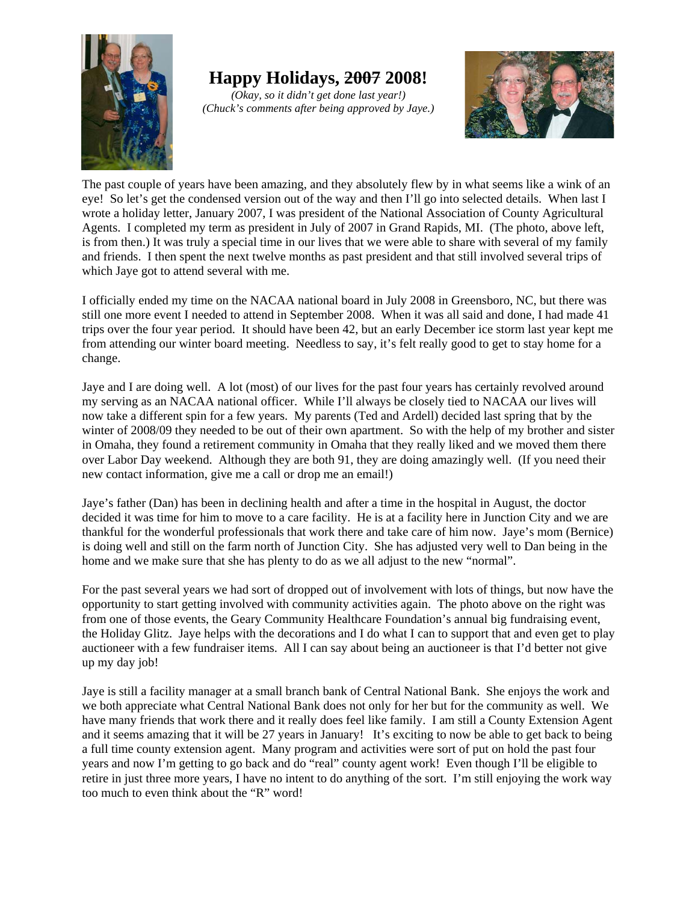# Happy Holidays, ~~2007~~ 2008!

*(Okay, so it didn't get done last year!)*
*(Chuck's comments after being approved by Jaye.)*

The past couple of years have been amazing, and they absolutely flew by in what seems like a wink of an eye! So let's get the condensed version out of the way and then I'll go into selected details. When last I wrote a holiday letter, January 2007, I was president of the National Association of County Agricultural Agents. I completed my term as president in July of 2007 in Grand Rapids, MI. (The photo, above left, is from then.) It was truly a special time in our lives that we were able to share with several of my family and friends. I then spent the next twelve months as past president and that still involved several trips of which Jaye got to attend several with me.

I officially ended my time on the NACAA national board in July 2008 in Greensboro, NC, but there was still one more event I needed to attend in September 2008. When it was all said and done, I had made 41 trips over the four year period. It should have been 42, but an early December ice storm last year kept me from attending our winter board meeting. Needless to say, it's felt really good to get to stay home for a change.

Jaye and I are doing well. A lot (most) of our lives for the past four years has certainly revolved around my serving as an NACAA national officer. While I'll always be closely tied to NACAA our lives will now take a different spin for a few years. My parents (Ted and Ardell) decided last spring that by the winter of 2008/09 they needed to be out of their own apartment. So with the help of my brother and sister in Omaha, they found a retirement community in Omaha that they really liked and we moved them there over Labor Day weekend. Although they are both 91, they are doing amazingly well. (If you need their new contact information, give me a call or drop me an email!)

Jaye's father (Dan) has been in declining health and after a time in the hospital in August, the doctor decided it was time for him to move to a care facility. He is at a facility here in Junction City and we are thankful for the wonderful professionals that work there and take care of him now. Jaye's mom (Bernice) is doing well and still on the farm north of Junction City. She has adjusted very well to Dan being in the home and we make sure that she has plenty to do as we all adjust to the new "normal".

For the past several years we had sort of dropped out of involvement with lots of things, but now have the opportunity to start getting involved with community activities again. The photo above on the right was from one of those events, the Geary Community Healthcare Foundation's annual big fundraising event, the Holiday Glitz. Jaye helps with the decorations and I do what I can to support that and even get to play auctioneer with a few fundraiser items. All I can say about being an auctioneer is that I'd better not give up my day job!

Jaye is still a facility manager at a small branch bank of Central National Bank. She enjoys the work and we both appreciate what Central National Bank does not only for her but for the community as well. We have many friends that work there and it really does feel like family. I am still a County Extension Agent and it seems amazing that it will be 27 years in January! It's exciting to now be able to get back to being a full time county extension agent. Many program and activities were sort of put on hold the past four years and now I'm getting to go back and do "real" county agent work! Even though I'll be eligible to retire in just three more years, I have no intent to do anything of the sort. I'm still enjoying the work way too much to even think about the "R" word!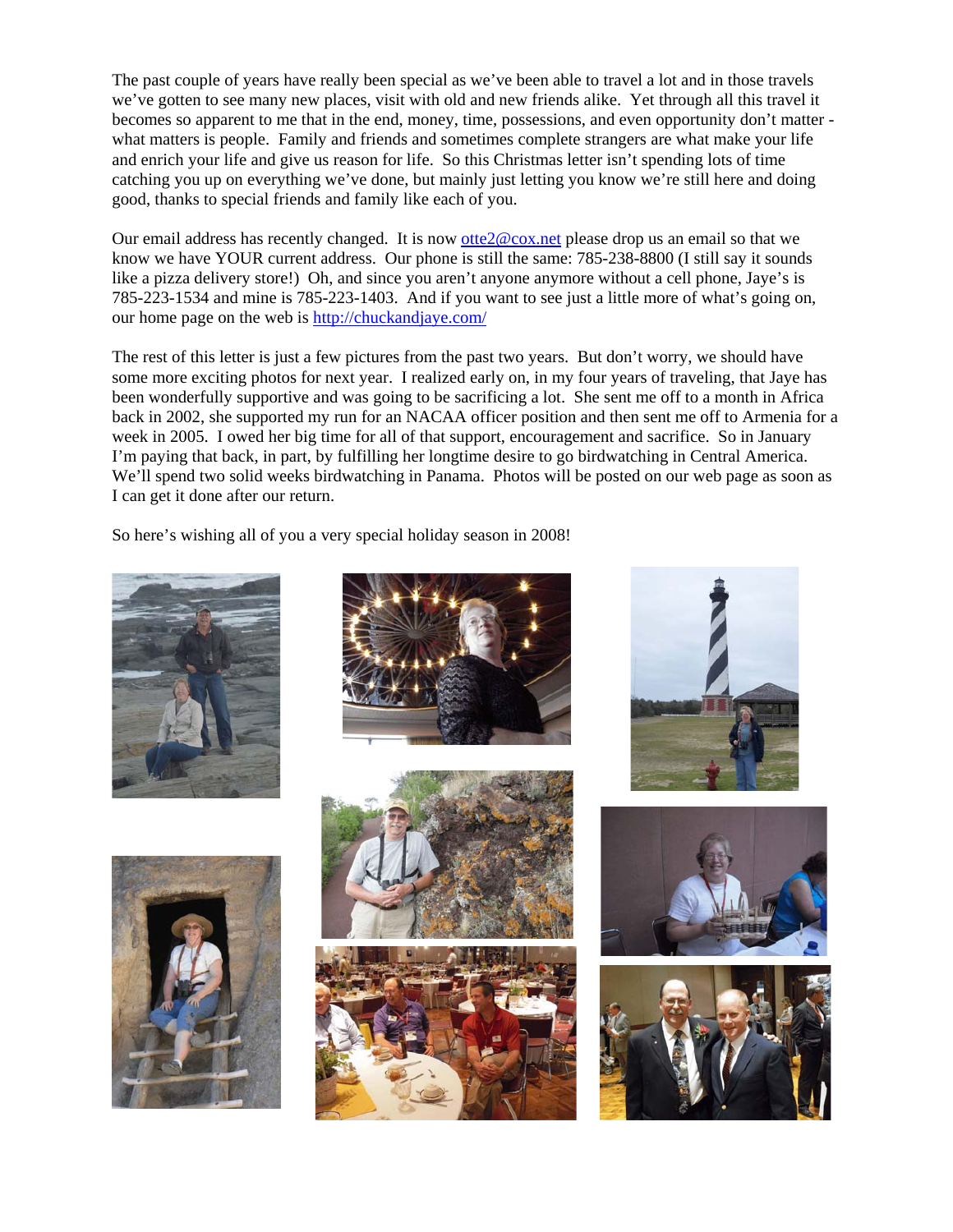The past couple of years have really been special as we've been able to travel a lot and in those travels we've gotten to see many new places, visit with old and new friends alike. Yet through all this travel it becomes so apparent to me that in the end, money, time, possessions, and even opportunity don't matter - what matters is people. Family and friends and sometimes complete strangers are what make your life and enrich your life and give us reason for life. So this Christmas letter isn't spending lots of time catching you up on everything we've done, but mainly just letting you know we're still here and doing good, thanks to special friends and family like each of you.

Our email address has recently changed. It is now otte2@cox.net please drop us an email so that we know we have YOUR current address. Our phone is still the same: 785-238-8800 (I still say it sounds like a pizza delivery store!) Oh, and since you aren't anyone anymore without a cell phone, Jaye's is 785-223-1534 and mine is 785-223-1403. And if you want to see just a little more of what's going on, our home page on the web is http://chuckandjaye.com/

The rest of this letter is just a few pictures from the past two years. But don't worry, we should have some more exciting photos for next year. I realized early on, in my four years of traveling, that Jaye has been wonderfully supportive and was going to be sacrificing a lot. She sent me off to a month in Africa back in 2002, she supported my run for an NACAA officer position and then sent me off to Armenia for a week in 2005. I owed her big time for all of that support, encouragement and sacrifice. So in January I'm paying that back, in part, by fulfilling her longtime desire to go birdwatching in Central America. We'll spend two solid weeks birdwatching in Panama. Photos will be posted on our web page as soon as I can get it done after our return.

So here's wishing all of you a very special holiday season in 2008!